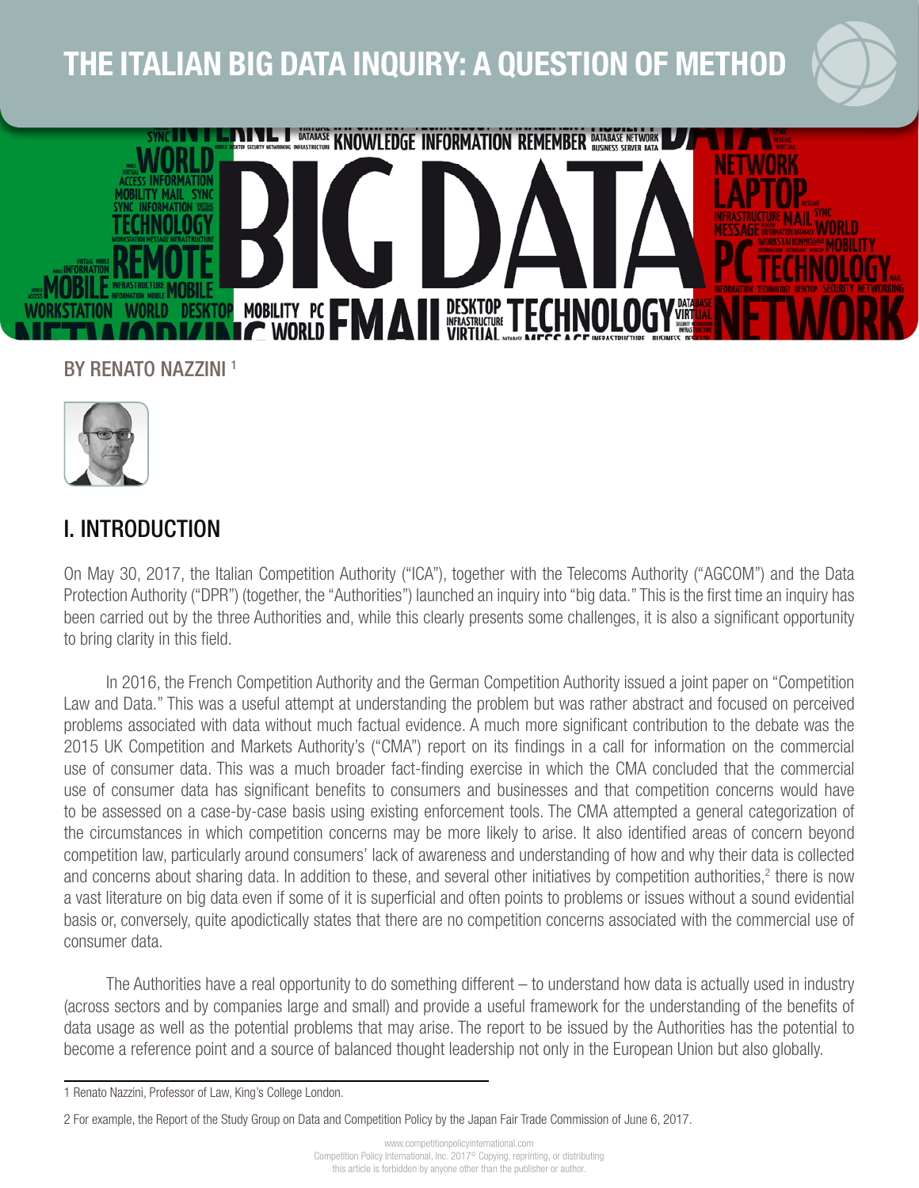# THE ITALIAN BIG DATA INQUIRY: A QUESTION OF METHOD

BY RENATO NAZZINI [1]

## I. INTRODUCTION

On May 30, 2017, the Italian Competition Authority ("ICA"), together with the Telecoms Authority ("AGCOM") and the Data Protection Authority ("DPR") (together, the "Authorities") launched an inquiry into "big data." This is the first time an inquiry has been carried out by the three Authorities and, while this clearly presents some challenges, it is also a significant opportunity to bring clarity in this field.

In 2016, the French Competition Authority and the German Competition Authority issued a joint paper on "Competition Law and Data." This was a useful attempt at understanding the problem but was rather abstract and focused on perceived problems associated with data without much factual evidence. A much more significant contribution to the debate was the 2015 UK Competition and Markets Authority's ("CMA") report on its findings in a call for information on the commercial use of consumer data. This was a much broader fact-finding exercise in which the CMA concluded that the commercial use of consumer data has significant benefits to consumers and businesses and that competition concerns would have to be assessed on a case-by-case basis using existing enforcement tools. The CMA attempted a general categorization of the circumstances in which competition concerns may be more likely to arise. It also identified areas of concern beyond competition law, particularly around consumers' lack of awareness and understanding of how and why their data is collected and concerns about sharing data. In addition to these, and several other initiatives by competition authorities,[2] there is now a vast literature on big data even if some of it is superficial and often points to problems or issues without a sound evidential basis or, conversely, quite apodictically states that there are no competition concerns associated with the commercial use of consumer data.

The Authorities have a real opportunity to do something different – to understand how data is actually used in industry (across sectors and by companies large and small) and provide a useful framework for the understanding of the benefits of data usage as well as the potential problems that may arise. The report to be issued by the Authorities has the potential to become a reference point and a source of balanced thought leadership not only in the European Union but also globally.

---

1 Renato Nazzini, Professor of Law, King's College London.

2 For example, the Report of the Study Group on Data and Competition Policy by the Japan Fair Trade Commission of June 6, 2017.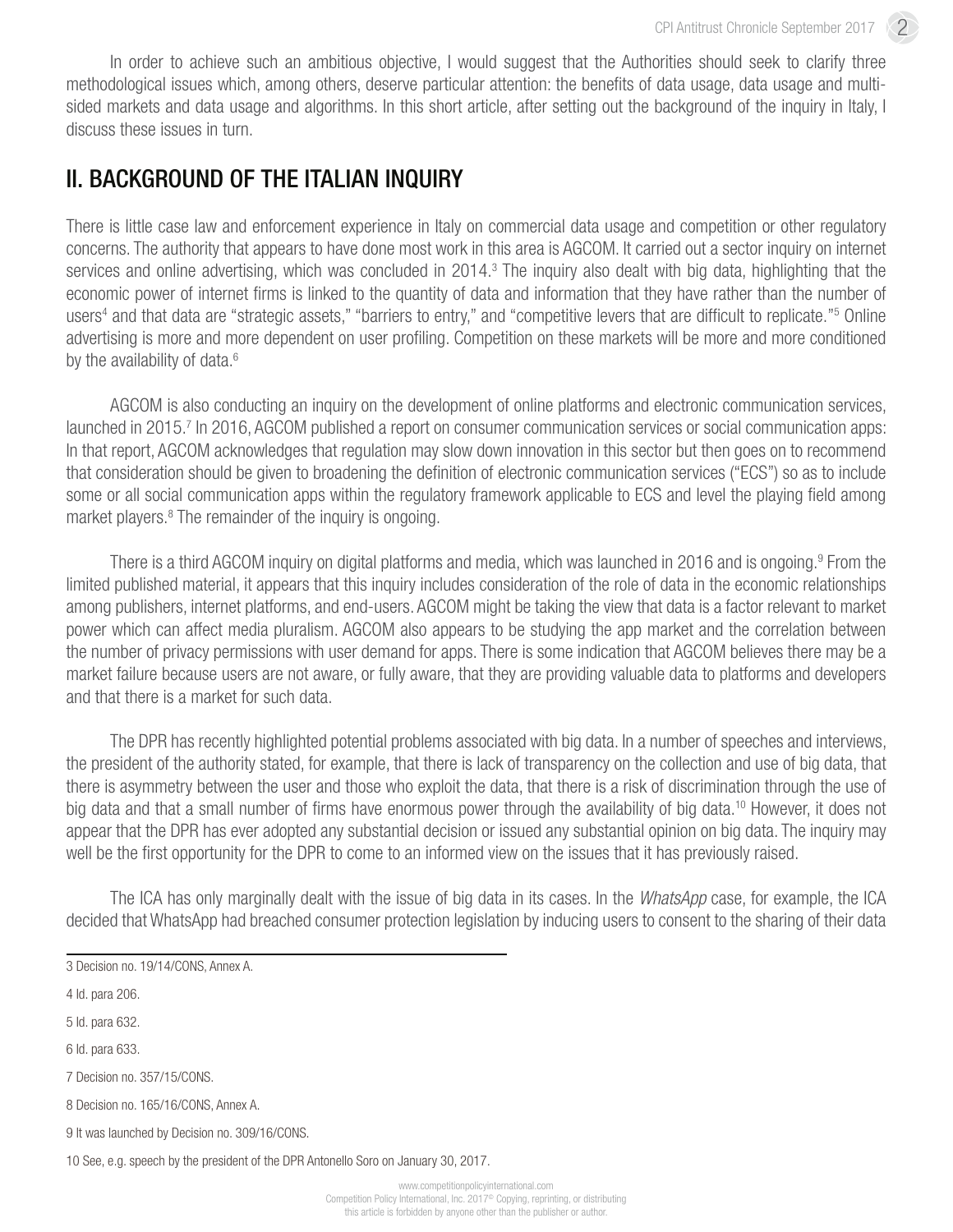In order to achieve such an ambitious objective, I would suggest that the Authorities should seek to clarify three methodological issues which, among others, deserve particular attention: the benefits of data usage, data usage and multi-sided markets and data usage and algorithms. In this short article, after setting out the background of the inquiry in Italy, I discuss these issues in turn.

## II. BACKGROUND OF THE ITALIAN INQUIRY

There is little case law and enforcement experience in Italy on commercial data usage and competition or other regulatory concerns. The authority that appears to have done most work in this area is AGCOM. It carried out a sector inquiry on internet services and online advertising, which was concluded in 2014.[3] The inquiry also dealt with big data, highlighting that the economic power of internet firms is linked to the quantity of data and information that they have rather than the number of users[4] and that data are "strategic assets," "barriers to entry," and "competitive levers that are difficult to replicate."[5] Online advertising is more and more dependent on user profiling. Competition on these markets will be more and more conditioned by the availability of data.[6]

AGCOM is also conducting an inquiry on the development of online platforms and electronic communication services, launched in 2015.[7] In 2016, AGCOM published a report on consumer communication services or social communication apps: In that report, AGCOM acknowledges that regulation may slow down innovation in this sector but then goes on to recommend that consideration should be given to broadening the definition of electronic communication services ("ECS") so as to include some or all social communication apps within the regulatory framework applicable to ECS and level the playing field among market players.[8] The remainder of the inquiry is ongoing.

There is a third AGCOM inquiry on digital platforms and media, which was launched in 2016 and is ongoing.[9] From the limited published material, it appears that this inquiry includes consideration of the role of data in the economic relationships among publishers, internet platforms, and end-users. AGCOM might be taking the view that data is a factor relevant to market power which can affect media pluralism. AGCOM also appears to be studying the app market and the correlation between the number of privacy permissions with user demand for apps. There is some indication that AGCOM believes there may be a market failure because users are not aware, or fully aware, that they are providing valuable data to platforms and developers and that there is a market for such data.

The DPR has recently highlighted potential problems associated with big data. In a number of speeches and interviews, the president of the authority stated, for example, that there is lack of transparency on the collection and use of big data, that there is asymmetry between the user and those who exploit the data, that there is a risk of discrimination through the use of big data and that a small number of firms have enormous power through the availability of big data.[10] However, it does not appear that the DPR has ever adopted any substantial decision or issued any substantial opinion on big data. The inquiry may well be the first opportunity for the DPR to come to an informed view on the issues that it has previously raised.

The ICA has only marginally dealt with the issue of big data in its cases. In the *WhatsApp* case, for example, the ICA decided that WhatsApp had breached consumer protection legislation by inducing users to consent to the sharing of their data

---

3 Decision no. 19/14/CONS, Annex A.

4 Id. para 206.

5 Id. para 632.

6 Id. para 633.

7 Decision no. 357/15/CONS.

8 Decision no. 165/16/CONS, Annex A.

9 It was launched by Decision no. 309/16/CONS.

10 See, e.g. speech by the president of the DPR Antonello Soro on January 30, 2017.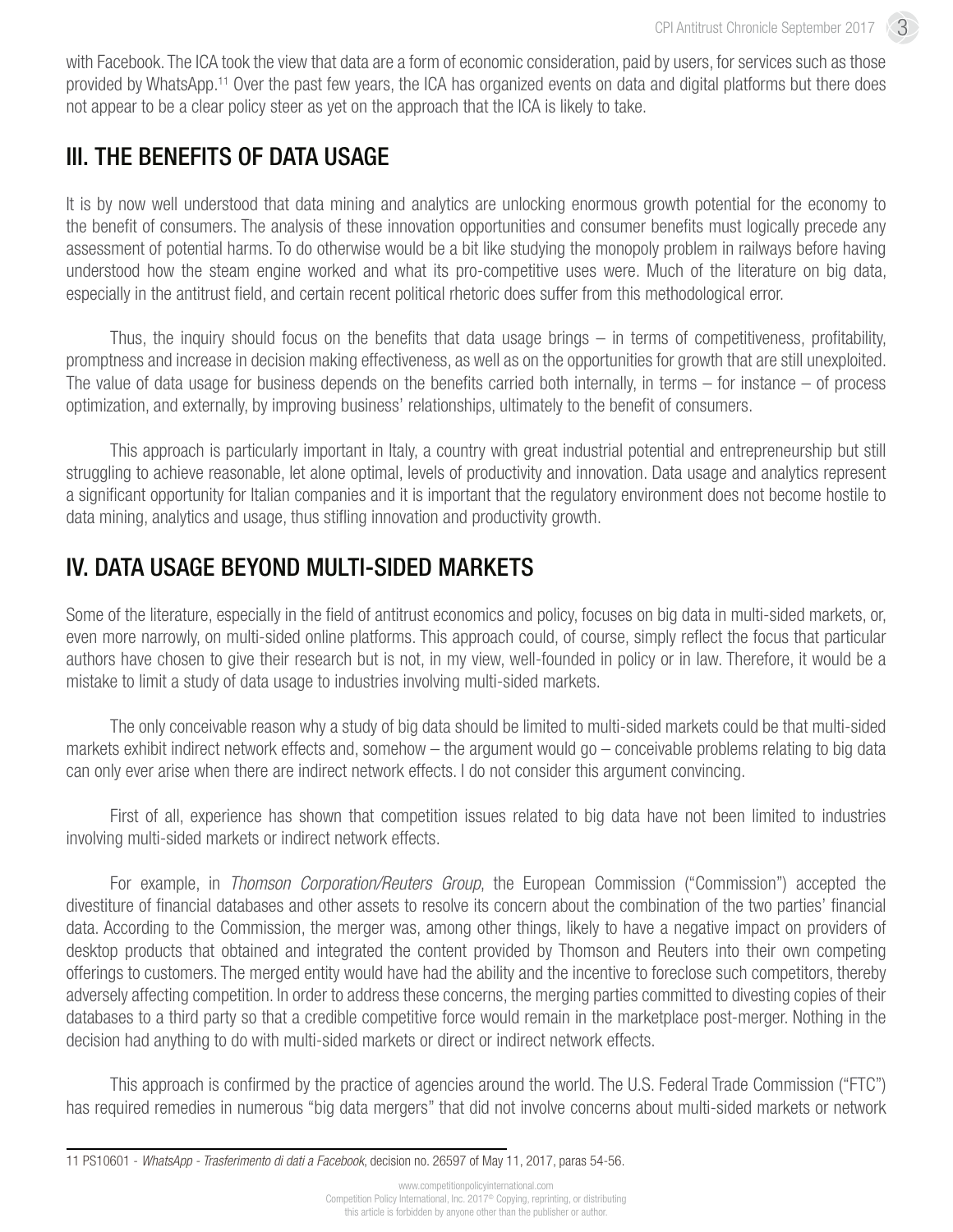with Facebook. The ICA took the view that data are a form of economic consideration, paid by users, for services such as those provided by WhatsApp.[11] Over the past few years, the ICA has organized events on data and digital platforms but there does not appear to be a clear policy steer as yet on the approach that the ICA is likely to take.

## III. THE BENEFITS OF DATA USAGE

It is by now well understood that data mining and analytics are unlocking enormous growth potential for the economy to the benefit of consumers. The analysis of these innovation opportunities and consumer benefits must logically precede any assessment of potential harms. To do otherwise would be a bit like studying the monopoly problem in railways before having understood how the steam engine worked and what its pro-competitive uses were. Much of the literature on big data, especially in the antitrust field, and certain recent political rhetoric does suffer from this methodological error.

Thus, the inquiry should focus on the benefits that data usage brings – in terms of competitiveness, profitability, promptness and increase in decision making effectiveness, as well as on the opportunities for growth that are still unexploited. The value of data usage for business depends on the benefits carried both internally, in terms – for instance – of process optimization, and externally, by improving business' relationships, ultimately to the benefit of consumers.

This approach is particularly important in Italy, a country with great industrial potential and entrepreneurship but still struggling to achieve reasonable, let alone optimal, levels of productivity and innovation. Data usage and analytics represent a significant opportunity for Italian companies and it is important that the regulatory environment does not become hostile to data mining, analytics and usage, thus stifling innovation and productivity growth.

## IV. DATA USAGE BEYOND MULTI-SIDED MARKETS

Some of the literature, especially in the field of antitrust economics and policy, focuses on big data in multi-sided markets, or, even more narrowly, on multi-sided online platforms. This approach could, of course, simply reflect the focus that particular authors have chosen to give their research but is not, in my view, well-founded in policy or in law. Therefore, it would be a mistake to limit a study of data usage to industries involving multi-sided markets.

The only conceivable reason why a study of big data should be limited to multi-sided markets could be that multi-sided markets exhibit indirect network effects and, somehow – the argument would go – conceivable problems relating to big data can only ever arise when there are indirect network effects. I do not consider this argument convincing.

First of all, experience has shown that competition issues related to big data have not been limited to industries involving multi-sided markets or indirect network effects.

For example, in *Thomson Corporation/Reuters Group*, the European Commission ("Commission") accepted the divestiture of financial databases and other assets to resolve its concern about the combination of the two parties' financial data. According to the Commission, the merger was, among other things, likely to have a negative impact on providers of desktop products that obtained and integrated the content provided by Thomson and Reuters into their own competing offerings to customers. The merged entity would have had the ability and the incentive to foreclose such competitors, thereby adversely affecting competition. In order to address these concerns, the merging parties committed to divesting copies of their databases to a third party so that a credible competitive force would remain in the marketplace post-merger. Nothing in the decision had anything to do with multi-sided markets or direct or indirect network effects.

This approach is confirmed by the practice of agencies around the world. The U.S. Federal Trade Commission ("FTC") has required remedies in numerous "big data mergers" that did not involve concerns about multi-sided markets or network

---

11 PS10601 - *WhatsApp - Trasferimento di dati a Facebook*, decision no. 26597 of May 11, 2017, paras 54-56.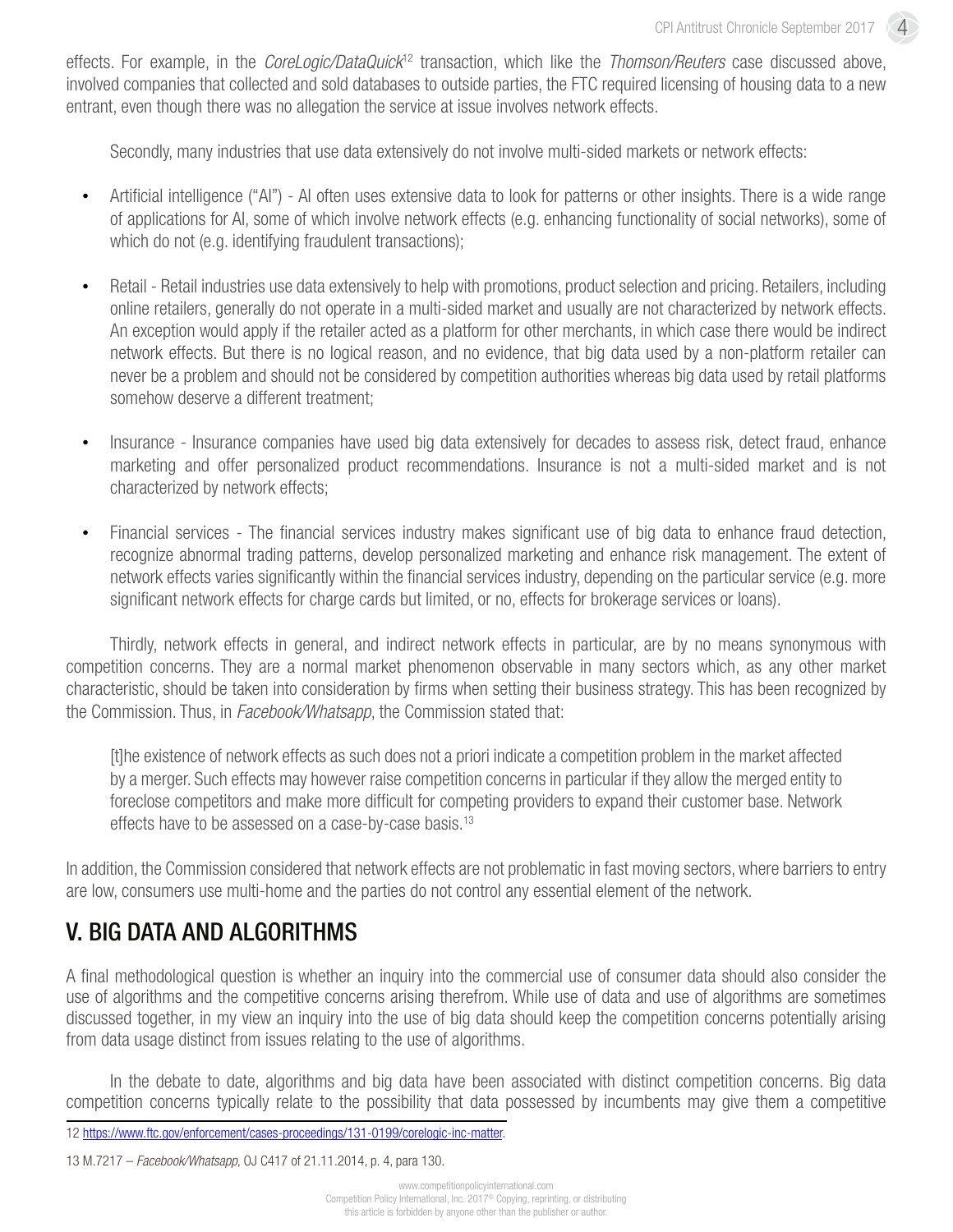effects. For example, in the *CoreLogic/DataQuick*[12] transaction, which like the *Thomson/Reuters* case discussed above, involved companies that collected and sold databases to outside parties, the FTC required licensing of housing data to a new entrant, even though there was no allegation the service at issue involves network effects.

Secondly, many industries that use data extensively do not involve multi-sided markets or network effects:

- Artificial intelligence ("AI") - AI often uses extensive data to look for patterns or other insights. There is a wide range of applications for AI, some of which involve network effects (e.g. enhancing functionality of social networks), some of which do not (e.g. identifying fraudulent transactions);

- Retail - Retail industries use data extensively to help with promotions, product selection and pricing. Retailers, including online retailers, generally do not operate in a multi-sided market and usually are not characterized by network effects. An exception would apply if the retailer acted as a platform for other merchants, in which case there would be indirect network effects. But there is no logical reason, and no evidence, that big data used by a non-platform retailer can never be a problem and should not be considered by competition authorities whereas big data used by retail platforms somehow deserve a different treatment;

- Insurance - Insurance companies have used big data extensively for decades to assess risk, detect fraud, enhance marketing and offer personalized product recommendations. Insurance is not a multi-sided market and is not characterized by network effects;

- Financial services - The financial services industry makes significant use of big data to enhance fraud detection, recognize abnormal trading patterns, develop personalized marketing and enhance risk management. The extent of network effects varies significantly within the financial services industry, depending on the particular service (e.g. more significant network effects for charge cards but limited, or no, effects for brokerage services or loans).

Thirdly, network effects in general, and indirect network effects in particular, are by no means synonymous with competition concerns. They are a normal market phenomenon observable in many sectors which, as any other market characteristic, should be taken into consideration by firms when setting their business strategy. This has been recognized by the Commission. Thus, in *Facebook/Whatsapp*, the Commission stated that:

> [t]he existence of network effects as such does not a priori indicate a competition problem in the market affected by a merger. Such effects may however raise competition concerns in particular if they allow the merged entity to foreclose competitors and make more difficult for competing providers to expand their customer base. Network effects have to be assessed on a case-by-case basis.[13]

In addition, the Commission considered that network effects are not problematic in fast moving sectors, where barriers to entry are low, consumers use multi-home and the parties do not control any essential element of the network.

## V. BIG DATA AND ALGORITHMS

A final methodological question is whether an inquiry into the commercial use of consumer data should also consider the use of algorithms and the competitive concerns arising therefrom. While use of data and use of algorithms are sometimes discussed together, in my view an inquiry into the use of big data should keep the competition concerns potentially arising from data usage distinct from issues relating to the use of algorithms.

In the debate to date, algorithms and big data have been associated with distinct competition concerns. Big data competition concerns typically relate to the possibility that data possessed by incumbents may give them a competitive

12 https://www.ftc.gov/enforcement/cases-proceedings/131-0199/corelogic-inc-matter.

13 M.7217 – *Facebook/Whatsapp*, OJ C417 of 21.11.2014, p. 4, para 130.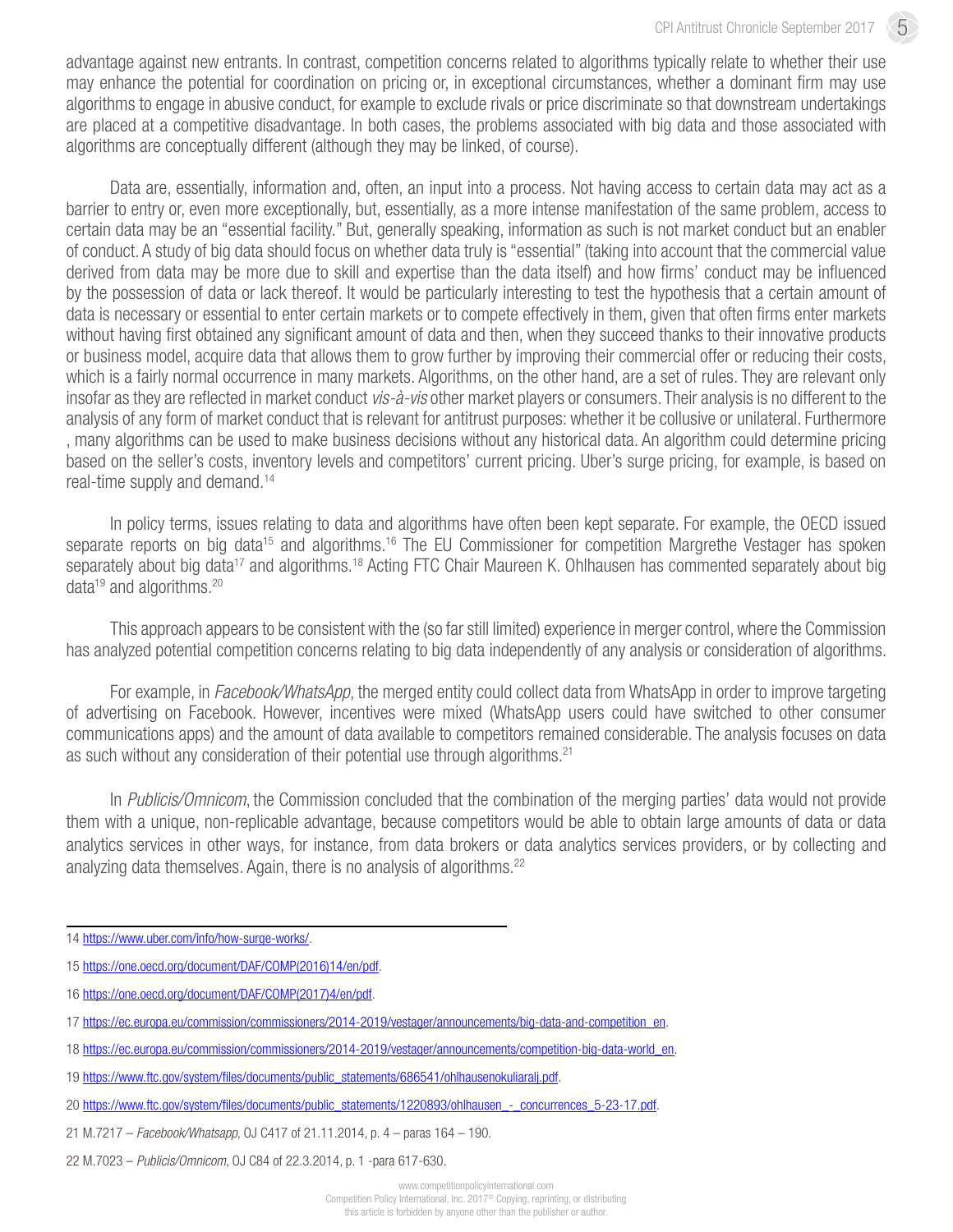advantage against new entrants. In contrast, competition concerns related to algorithms typically relate to whether their use may enhance the potential for coordination on pricing or, in exceptional circumstances, whether a dominant firm may use algorithms to engage in abusive conduct, for example to exclude rivals or price discriminate so that downstream undertakings are placed at a competitive disadvantage. In both cases, the problems associated with big data and those associated with algorithms are conceptually different (although they may be linked, of course).

Data are, essentially, information and, often, an input into a process. Not having access to certain data may act as a barrier to entry or, even more exceptionally, but, essentially, as a more intense manifestation of the same problem, access to certain data may be an "essential facility." But, generally speaking, information as such is not market conduct but an enabler of conduct. A study of big data should focus on whether data truly is "essential" (taking into account that the commercial value derived from data may be more due to skill and expertise than the data itself) and how firms' conduct may be influenced by the possession of data or lack thereof. It would be particularly interesting to test the hypothesis that a certain amount of data is necessary or essential to enter certain markets or to compete effectively in them, given that often firms enter markets without having first obtained any significant amount of data and then, when they succeed thanks to their innovative products or business model, acquire data that allows them to grow further by improving their commercial offer or reducing their costs, which is a fairly normal occurrence in many markets. Algorithms, on the other hand, are a set of rules. They are relevant only insofar as they are reflected in market conduct *vis-à-vis* other market players or consumers. Their analysis is no different to the analysis of any form of market conduct that is relevant for antitrust purposes: whether it be collusive or unilateral. Furthermore , many algorithms can be used to make business decisions without any historical data. An algorithm could determine pricing based on the seller's costs, inventory levels and competitors' current pricing. Uber's surge pricing, for example, is based on real-time supply and demand.[14]

In policy terms, issues relating to data and algorithms have often been kept separate. For example, the OECD issued separate reports on big data[15] and algorithms.[16] The EU Commissioner for competition Margrethe Vestager has spoken separately about big data[17] and algorithms.[18] Acting FTC Chair Maureen K. Ohlhausen has commented separately about big data[19] and algorithms.[20]

This approach appears to be consistent with the (so far still limited) experience in merger control, where the Commission has analyzed potential competition concerns relating to big data independently of any analysis or consideration of algorithms.

For example, in *Facebook/WhatsApp*, the merged entity could collect data from WhatsApp in order to improve targeting of advertising on Facebook. However, incentives were mixed (WhatsApp users could have switched to other consumer communications apps) and the amount of data available to competitors remained considerable. The analysis focuses on data as such without any consideration of their potential use through algorithms.[21]

In *Publicis/Omnicom*, the Commission concluded that the combination of the merging parties' data would not provide them with a unique, non-replicable advantage, because competitors would be able to obtain large amounts of data or data analytics services in other ways, for instance, from data brokers or data analytics services providers, or by collecting and analyzing data themselves. Again, there is no analysis of algorithms.[22]

---

14 https://www.uber.com/info/how-surge-works/.

15 https://one.oecd.org/document/DAF/COMP(2016)14/en/pdf.

16 https://one.oecd.org/document/DAF/COMP(2017)4/en/pdf.

17 https://ec.europa.eu/commission/commissioners/2014-2019/vestager/announcements/big-data-and-competition_en.

18 https://ec.europa.eu/commission/commissioners/2014-2019/vestager/announcements/competition-big-data-world_en.

19 https://www.ftc.gov/system/files/documents/public_statements/686541/ohlhausenokuliaralj.pdf.

20 https://www.ftc.gov/system/files/documents/public_statements/1220893/ohlhausen_-_concurrences_5-23-17.pdf.

21 M.7217 – *Facebook/Whatsapp*, OJ C417 of 21.11.2014, p. 4 – paras 164 – 190.

22 M.7023 – *Publicis/Omnicom*, OJ C84 of 22.3.2014, p. 1 -para 617-630.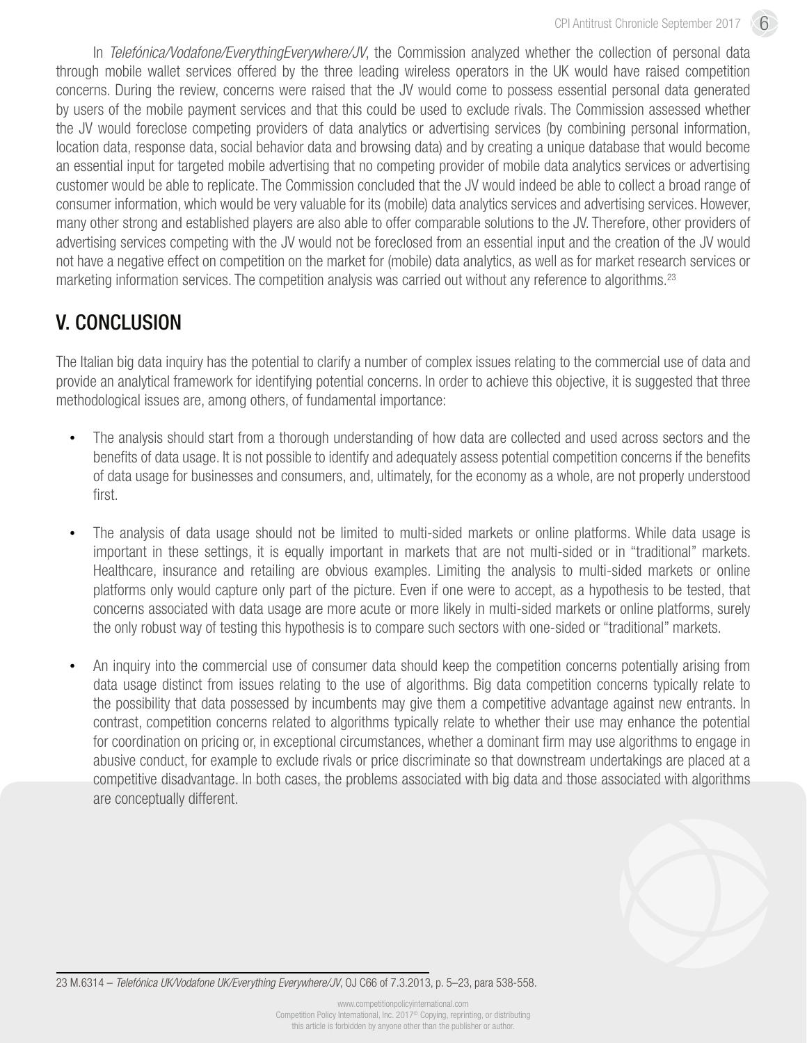In *Telefónica/Vodafone/EverythingEverywhere/JV*, the Commission analyzed whether the collection of personal data through mobile wallet services offered by the three leading wireless operators in the UK would have raised competition concerns. During the review, concerns were raised that the JV would come to possess essential personal data generated by users of the mobile payment services and that this could be used to exclude rivals. The Commission assessed whether the JV would foreclose competing providers of data analytics or advertising services (by combining personal information, location data, response data, social behavior data and browsing data) and by creating a unique database that would become an essential input for targeted mobile advertising that no competing provider of mobile data analytics services or advertising customer would be able to replicate. The Commission concluded that the JV would indeed be able to collect a broad range of consumer information, which would be very valuable for its (mobile) data analytics services and advertising services. However, many other strong and established players are also able to offer comparable solutions to the JV. Therefore, other providers of advertising services competing with the JV would not be foreclosed from an essential input and the creation of the JV would not have a negative effect on competition on the market for (mobile) data analytics, as well as for market research services or marketing information services. The competition analysis was carried out without any reference to algorithms.[23]

## V. CONCLUSION

The Italian big data inquiry has the potential to clarify a number of complex issues relating to the commercial use of data and provide an analytical framework for identifying potential concerns. In order to achieve this objective, it is suggested that three methodological issues are, among others, of fundamental importance:

- The analysis should start from a thorough understanding of how data are collected and used across sectors and the benefits of data usage. It is not possible to identify and adequately assess potential competition concerns if the benefits of data usage for businesses and consumers, and, ultimately, for the economy as a whole, are not properly understood first.
- The analysis of data usage should not be limited to multi-sided markets or online platforms. While data usage is important in these settings, it is equally important in markets that are not multi-sided or in "traditional" markets. Healthcare, insurance and retailing are obvious examples. Limiting the analysis to multi-sided markets or online platforms only would capture only part of the picture. Even if one were to accept, as a hypothesis to be tested, that concerns associated with data usage are more acute or more likely in multi-sided markets or online platforms, surely the only robust way of testing this hypothesis is to compare such sectors with one-sided or "traditional" markets.
- An inquiry into the commercial use of consumer data should keep the competition concerns potentially arising from data usage distinct from issues relating to the use of algorithms. Big data competition concerns typically relate to the possibility that data possessed by incumbents may give them a competitive advantage against new entrants. In contrast, competition concerns related to algorithms typically relate to whether their use may enhance the potential for coordination on pricing or, in exceptional circumstances, whether a dominant firm may use algorithms to engage in abusive conduct, for example to exclude rivals or price discriminate so that downstream undertakings are placed at a competitive disadvantage. In both cases, the problems associated with big data and those associated with algorithms are conceptually different.

23 M.6314 – *Telefónica UK/Vodafone UK/Everything Everywhere/JV*, OJ C66 of 7.3.2013, p. 5–23, para 538-558.